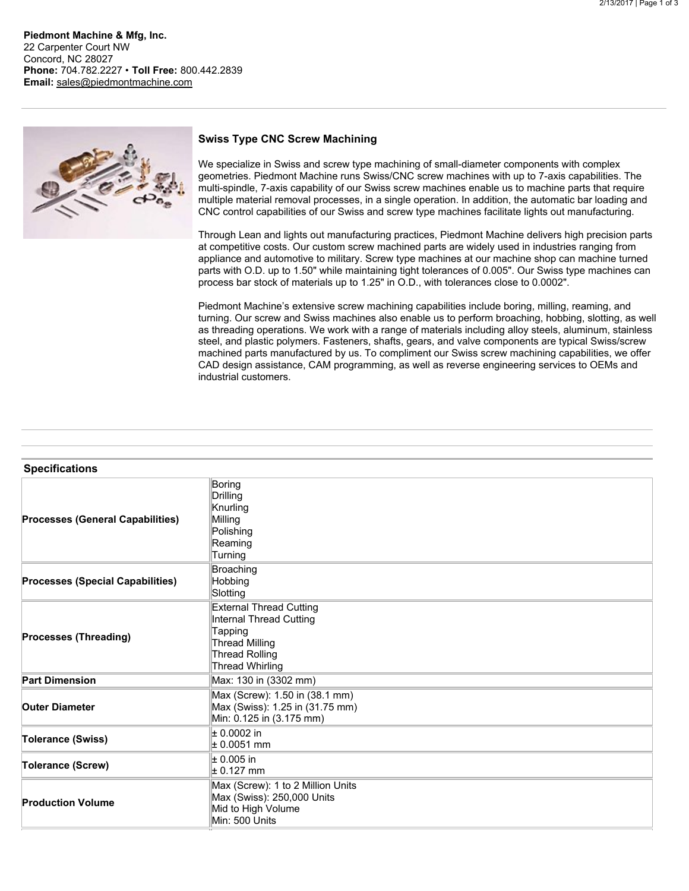**Piedmont Machine & Mfg, Inc.**
22 Carpenter Court NW
Concord, NC 28027
**Phone:** 704.782.2227 • **Toll Free:** 800.442.2839
**Email:** sales@piedmontmachine.com

## Swiss Type CNC Screw Machining

We specialize in Swiss and screw type machining of small-diameter components with complex geometries. Piedmont Machine runs Swiss/CNC screw machines with up to 7-axis capabilities. The multi-spindle, 7-axis capability of our Swiss screw machines enable us to machine parts that require multiple material removal processes, in a single operation. In addition, the automatic bar loading and CNC control capabilities of our Swiss and screw type machines facilitate lights out manufacturing.

Through Lean and lights out manufacturing practices, Piedmont Machine delivers high precision parts at competitive costs. Our custom screw machined parts are widely used in industries ranging from appliance and automotive to military. Screw type machines at our machine shop can machine turned parts with O.D. up to 1.50" while maintaining tight tolerances of 0.005". Our Swiss type machines can process bar stock of materials up to 1.25" in O.D., with tolerances close to 0.0002".

Piedmont Machine's extensive screw machining capabilities include boring, milling, reaming, and turning. Our screw and Swiss machines also enable us to perform broaching, hobbing, slotting, as well as threading operations. We work with a range of materials including alloy steels, aluminum, stainless steel, and plastic polymers. Fasteners, shafts, gears, and valve components are typical Swiss/screw machined parts manufactured by us. To compliment our Swiss screw machining capabilities, we offer CAD design assistance, CAM programming, as well as reverse engineering services to OEMs and industrial customers.

### Specifications

| | |
|---|---|
| **Processes (General Capabilities)** | Boring<br>Drilling<br>Knurling<br>Milling<br>Polishing<br>Reaming<br>Turning |
| **Processes (Special Capabilities)** | Broaching<br>Hobbing<br>Slotting |
| **Processes (Threading)** | External Thread Cutting<br>Internal Thread Cutting<br>Tapping<br>Thread Milling<br>Thread Rolling<br>Thread Whirling |
| **Part Dimension** | Max: 130 in (3302 mm) |
| **Outer Diameter** | Max (Screw): 1.50 in (38.1 mm)<br>Max (Swiss): 1.25 in (31.75 mm)<br>Min: 0.125 in (3.175 mm) |
| **Tolerance (Swiss)** | ± 0.0002 in<br>± 0.0051 mm |
| **Tolerance (Screw)** | ± 0.005 in<br>± 0.127 mm |
| **Production Volume** | Max (Screw): 1 to 2 Million Units<br>Max (Swiss): 250,000 Units<br>Mid to High Volume<br>Min: 500 Units |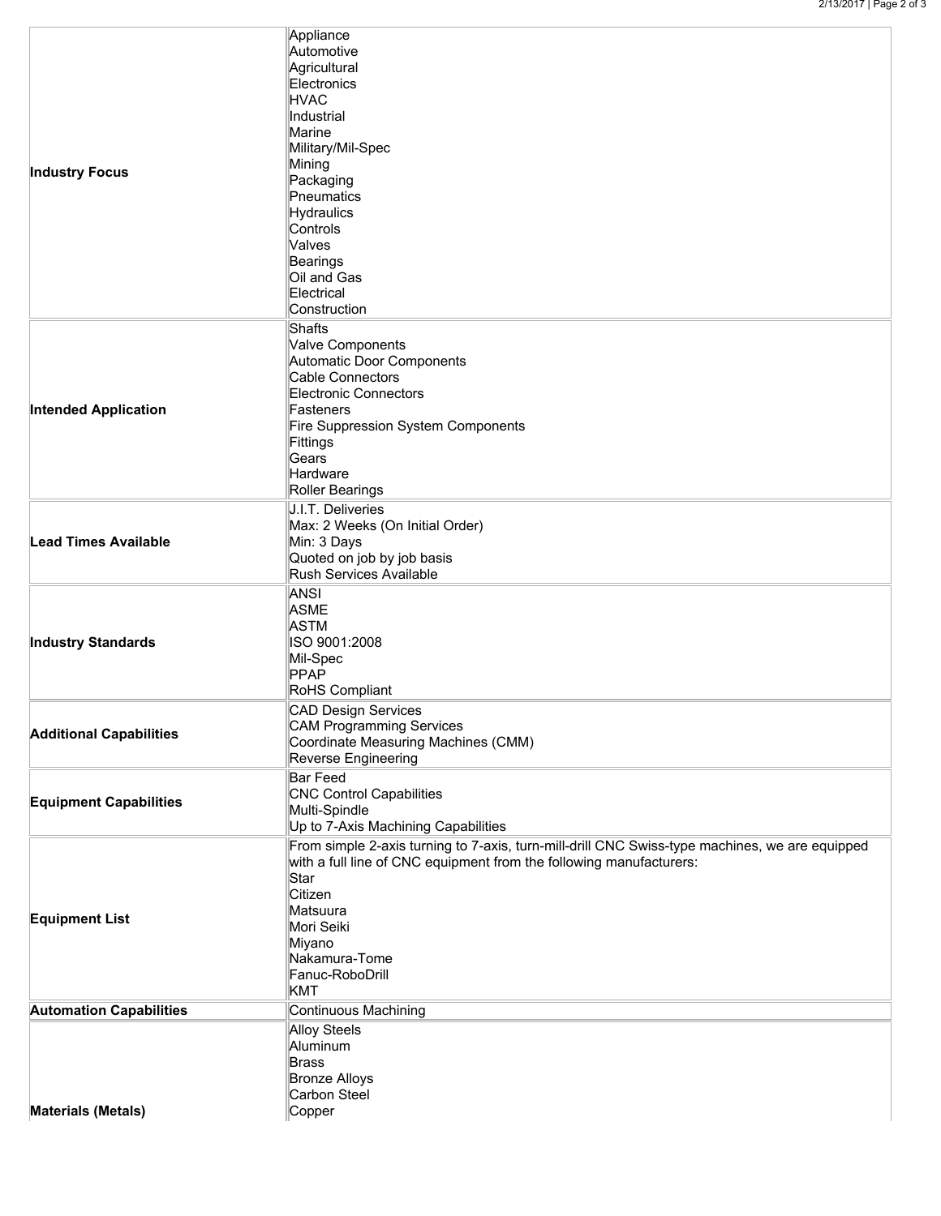| | |
|---|---|
| **Industry Focus** | Appliance<br>Automotive<br>Agricultural<br>Electronics<br>HVAC<br>Industrial<br>Marine<br>Military/Mil-Spec<br>Mining<br>Packaging<br>Pneumatics<br>Hydraulics<br>Controls<br>Valves<br>Bearings<br>Oil and Gas<br>Electrical<br>Construction |
| **Intended Application** | Shafts<br>Valve Components<br>Automatic Door Components<br>Cable Connectors<br>Electronic Connectors<br>Fasteners<br>Fire Suppression System Components<br>Fittings<br>Gears<br>Hardware<br>Roller Bearings |
| **Lead Times Available** | J.I.T. Deliveries<br>Max: 2 Weeks (On Initial Order)<br>Min: 3 Days<br>Quoted on job by job basis<br>Rush Services Available |
| **Industry Standards** | ANSI<br>ASME<br>ASTM<br>ISO 9001:2008<br>Mil-Spec<br>PPAP<br>RoHS Compliant |
| **Additional Capabilities** | CAD Design Services<br>CAM Programming Services<br>Coordinate Measuring Machines (CMM)<br>Reverse Engineering |
| **Equipment Capabilities** | Bar Feed<br>CNC Control Capabilities<br>Multi-Spindle<br>Up to 7-Axis Machining Capabilities |
| **Equipment List** | From simple 2-axis turning to 7-axis, turn-mill-drill CNC Swiss-type machines, we are equipped with a full line of CNC equipment from the following manufacturers:<br>Star<br>Citizen<br>Matsuura<br>Mori Seiki<br>Miyano<br>Nakamura-Tome<br>Fanuc-RoboDrill<br>KMT |
| **Automation Capabilities** | Continuous Machining |
| **Materials (Metals)** | Alloy Steels<br>Aluminum<br>Brass<br>Bronze Alloys<br>Carbon Steel<br>Copper |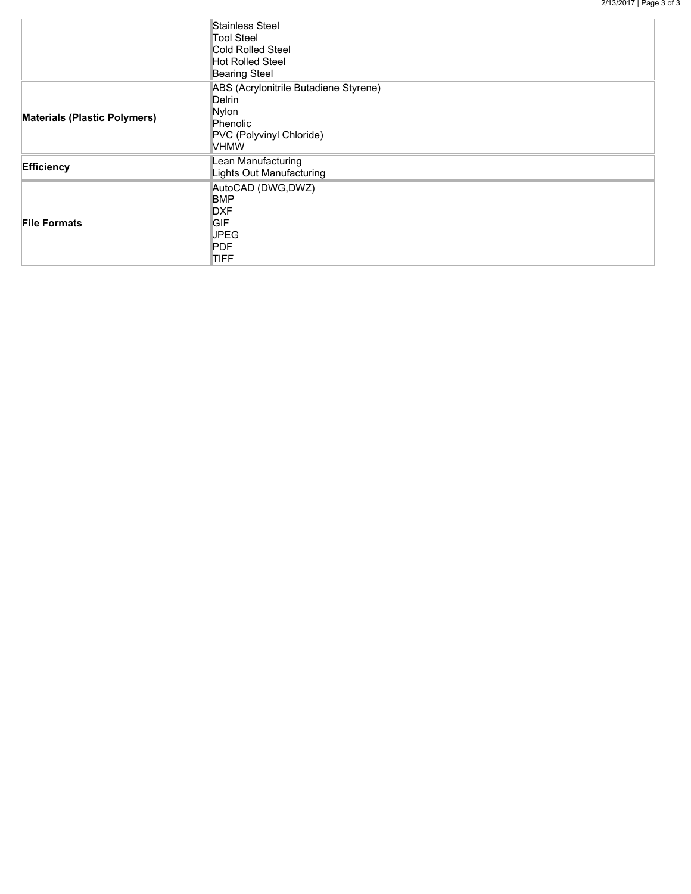| | |
|---|---|
| | Stainless Steel<br>Tool Steel<br>Cold Rolled Steel<br>Hot Rolled Steel<br>Bearing Steel |
| **Materials (Plastic Polymers)** | ABS (Acrylonitrile Butadiene Styrene)<br>Delrin<br>Nylon<br>Phenolic<br>PVC (Polyvinyl Chloride)<br>VHMW |
| **Efficiency** | Lean Manufacturing<br>Lights Out Manufacturing |
| **File Formats** | AutoCAD (DWG,DWZ)<br>BMP<br>DXF<br>GIF<br>JPEG<br>PDF<br>TIFF |